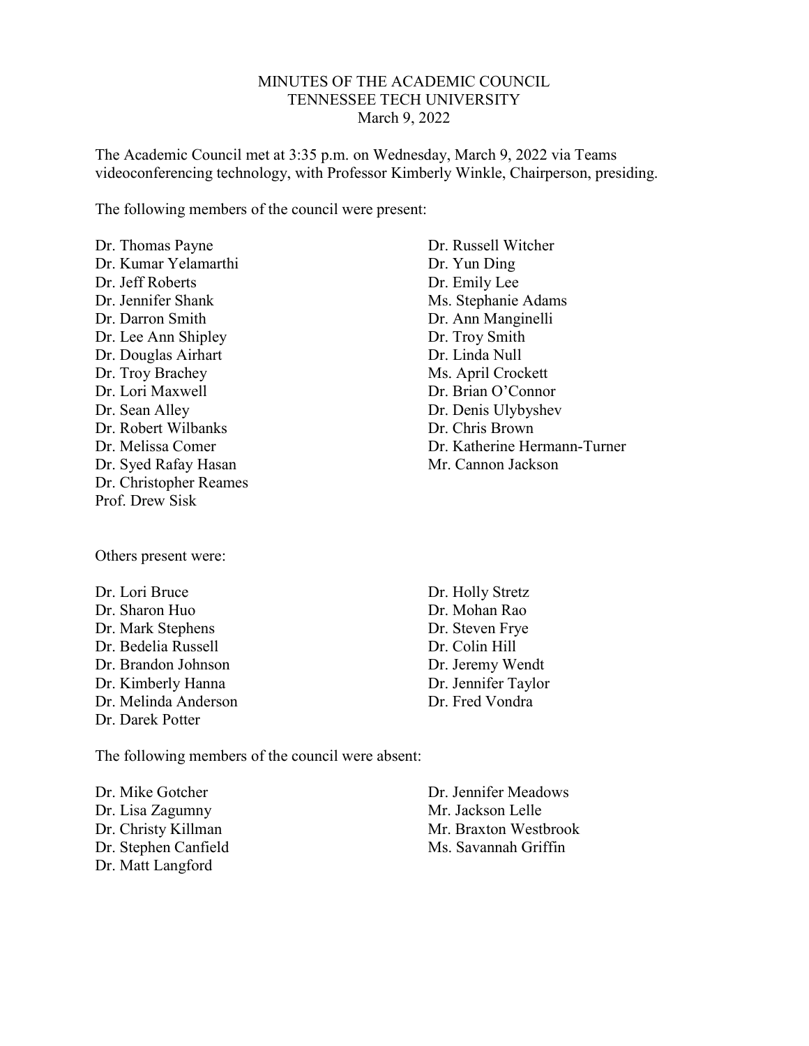# MINUTES OF THE ACADEMIC COUNCIL
## TENNESSEE TECH UNIVERSITY
### March 9, 2022

The Academic Council met at 3:35 p.m. on Wednesday, March 9, 2022 via Teams videoconferencing technology, with Professor Kimberly Winkle, Chairperson, presiding.

The following members of the council were present:

Dr. Thomas Payne
Dr. Kumar Yelamarthi
Dr. Jeff Roberts
Dr. Jennifer Shank
Dr. Darron Smith
Dr. Lee Ann Shipley
Dr. Douglas Airhart
Dr. Troy Brachey
Dr. Lori Maxwell
Dr. Sean Alley
Dr. Robert Wilbanks
Dr. Melissa Comer
Dr. Syed Rafay Hasan
Dr. Christopher Reames
Prof. Drew Sisk
Dr. Russell Witcher
Dr. Yun Ding
Dr. Emily Lee
Ms. Stephanie Adams
Dr. Ann Manginelli
Dr. Troy Smith
Dr. Linda Null
Ms. April Crockett
Dr. Brian O'Connor
Dr. Denis Ulybyshev
Dr. Chris Brown
Dr. Katherine Hermann-Turner
Mr. Cannon Jackson

Others present were:

Dr. Lori Bruce
Dr. Sharon Huo
Dr. Mark Stephens
Dr. Bedelia Russell
Dr. Brandon Johnson
Dr. Kimberly Hanna
Dr. Melinda Anderson
Dr. Darek Potter
Dr. Holly Stretz
Dr. Mohan Rao
Dr. Steven Frye
Dr. Colin Hill
Dr. Jeremy Wendt
Dr. Jennifer Taylor
Dr. Fred Vondra

The following members of the council were absent:

Dr. Mike Gotcher
Dr. Lisa Zagumny
Dr. Christy Killman
Dr. Stephen Canfield
Dr. Matt Langford
Dr. Jennifer Meadows
Mr. Jackson Lelle
Mr. Braxton Westbrook
Ms. Savannah Griffin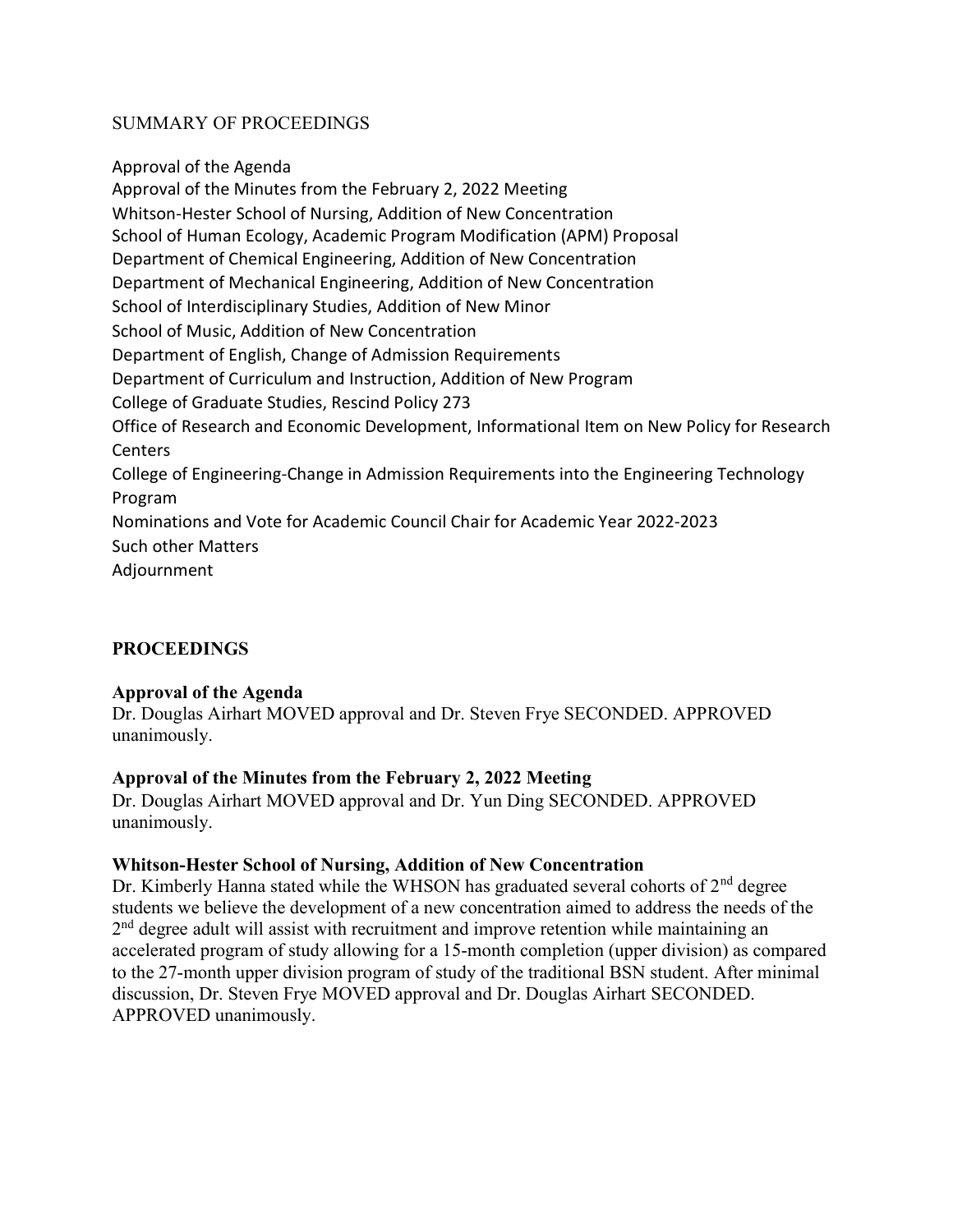SUMMARY OF PROCEEDINGS

Approval of the Agenda
Approval of the Minutes from the February 2, 2022 Meeting
Whitson-Hester School of Nursing, Addition of New Concentration
School of Human Ecology, Academic Program Modification (APM) Proposal
Department of Chemical Engineering, Addition of New Concentration
Department of Mechanical Engineering, Addition of New Concentration
School of Interdisciplinary Studies, Addition of New Minor
School of Music, Addition of New Concentration
Department of English, Change of Admission Requirements
Department of Curriculum and Instruction, Addition of New Program
College of Graduate Studies, Rescind Policy 273
Office of Research and Economic Development, Informational Item on New Policy for Research Centers
College of Engineering-Change in Admission Requirements into the Engineering Technology Program
Nominations and Vote for Academic Council Chair for Academic Year 2022-2023
Such other Matters
Adjournment

## PROCEEDINGS

**Approval of the Agenda**
Dr. Douglas Airhart MOVED approval and Dr. Steven Frye SECONDED. APPROVED unanimously.

**Approval of the Minutes from the February 2, 2022 Meeting**
Dr. Douglas Airhart MOVED approval and Dr. Yun Ding SECONDED. APPROVED unanimously.

**Whitson-Hester School of Nursing, Addition of New Concentration**
Dr. Kimberly Hanna stated while the WHSON has graduated several cohorts of 2nd degree students we believe the development of a new concentration aimed to address the needs of the 2nd degree adult will assist with recruitment and improve retention while maintaining an accelerated program of study allowing for a 15-month completion (upper division) as compared to the 27-month upper division program of study of the traditional BSN student. After minimal discussion, Dr. Steven Frye MOVED approval and Dr. Douglas Airhart SECONDED. APPROVED unanimously.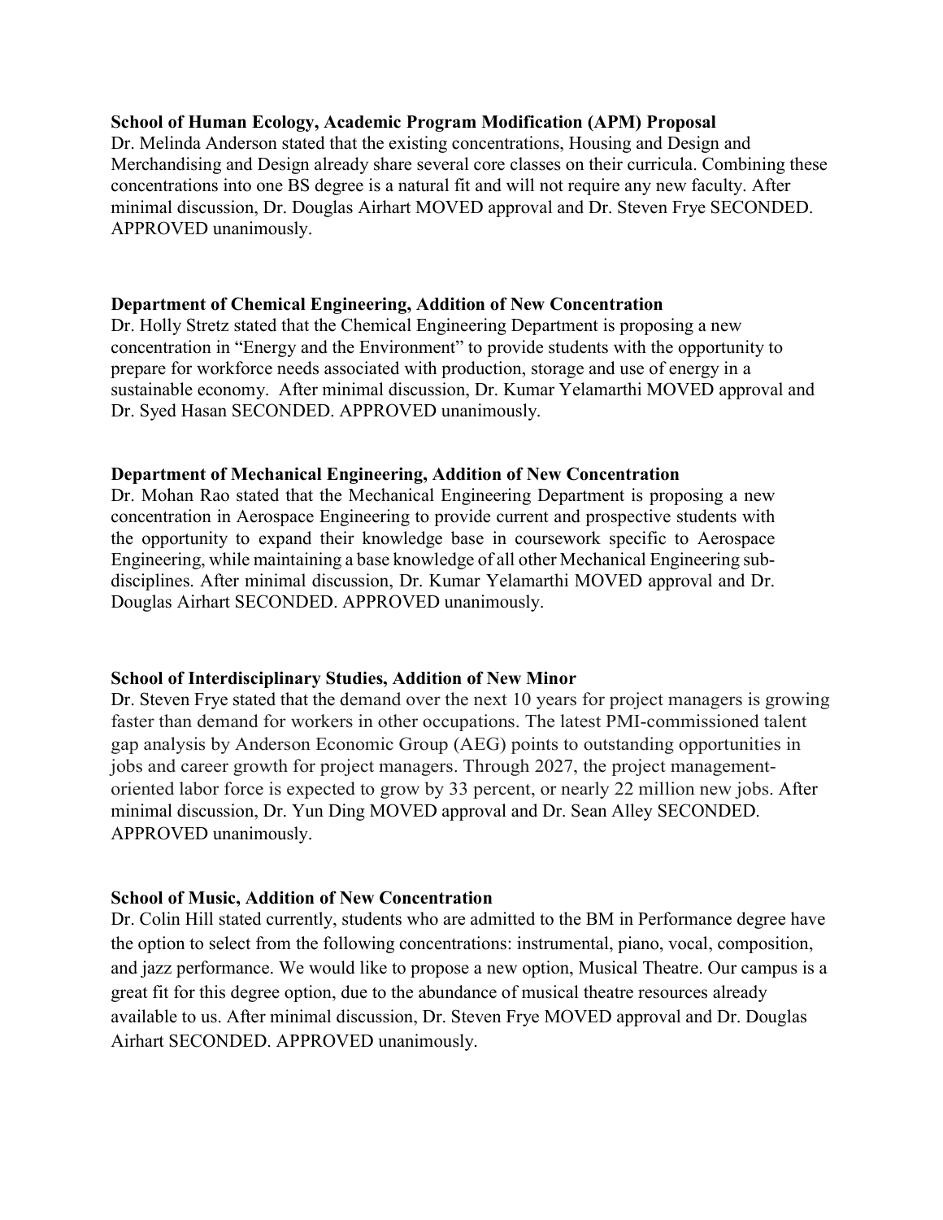**School of Human Ecology, Academic Program Modification (APM) Proposal**

Dr. Melinda Anderson stated that the existing concentrations, Housing and Design and Merchandising and Design already share several core classes on their curricula. Combining these concentrations into one BS degree is a natural fit and will not require any new faculty. After minimal discussion, Dr. Douglas Airhart MOVED approval and Dr. Steven Frye SECONDED. APPROVED unanimously.

**Department of Chemical Engineering, Addition of New Concentration**

Dr. Holly Stretz stated that the Chemical Engineering Department is proposing a new concentration in "Energy and the Environment" to provide students with the opportunity to prepare for workforce needs associated with production, storage and use of energy in a sustainable economy. After minimal discussion, Dr. Kumar Yelamarthi MOVED approval and Dr. Syed Hasan SECONDED. APPROVED unanimously.

**Department of Mechanical Engineering, Addition of New Concentration**

Dr. Mohan Rao stated that the Mechanical Engineering Department is proposing a new concentration in Aerospace Engineering to provide current and prospective students with the opportunity to expand their knowledge base in coursework specific to Aerospace Engineering, while maintaining a base knowledge of all other Mechanical Engineering sub-disciplines. After minimal discussion, Dr. Kumar Yelamarthi MOVED approval and Dr. Douglas Airhart SECONDED. APPROVED unanimously.

**School of Interdisciplinary Studies, Addition of New Minor**

Dr. Steven Frye stated that the demand over the next 10 years for project managers is growing faster than demand for workers in other occupations. The latest PMI-commissioned talent gap analysis by Anderson Economic Group (AEG) points to outstanding opportunities in jobs and career growth for project managers. Through 2027, the project management-oriented labor force is expected to grow by 33 percent, or nearly 22 million new jobs. After minimal discussion, Dr. Yun Ding MOVED approval and Dr. Sean Alley SECONDED. APPROVED unanimously.

**School of Music, Addition of New Concentration**

Dr. Colin Hill stated currently, students who are admitted to the BM in Performance degree have the option to select from the following concentrations: instrumental, piano, vocal, composition, and jazz performance. We would like to propose a new option, Musical Theatre. Our campus is a great fit for this degree option, due to the abundance of musical theatre resources already available to us. After minimal discussion, Dr. Steven Frye MOVED approval and Dr. Douglas Airhart SECONDED. APPROVED unanimously.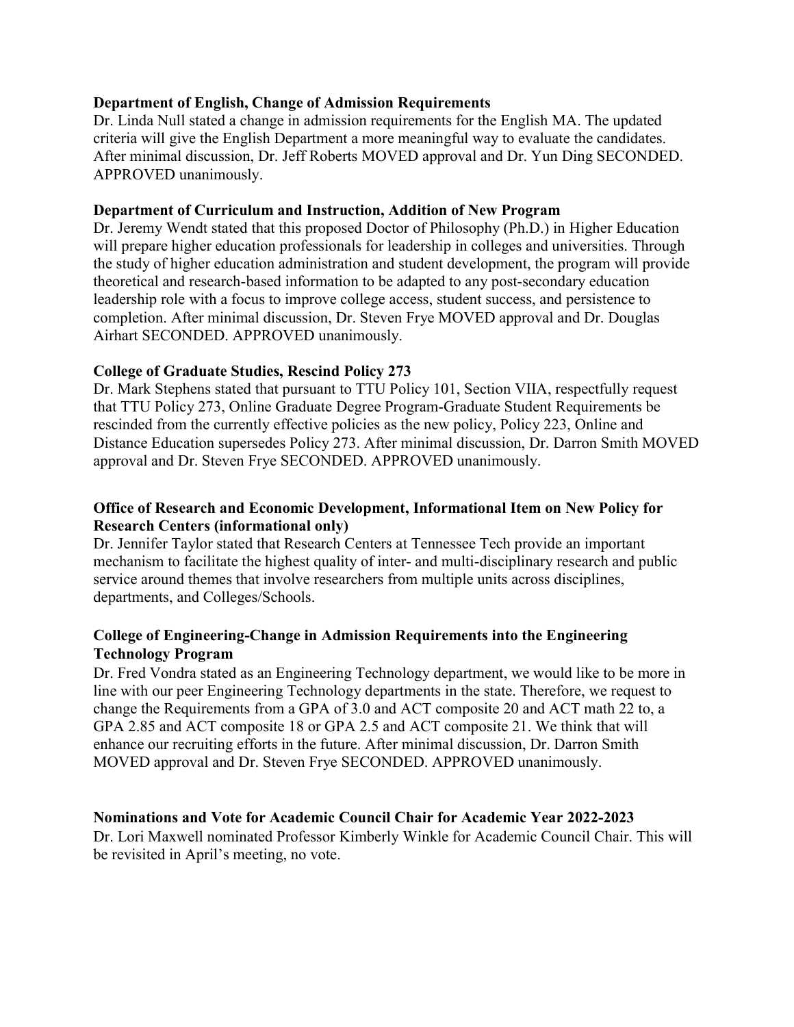**Department of English, Change of Admission Requirements**

Dr. Linda Null stated a change in admission requirements for the English MA. The updated criteria will give the English Department a more meaningful way to evaluate the candidates. After minimal discussion, Dr. Jeff Roberts MOVED approval and Dr. Yun Ding SECONDED. APPROVED unanimously.

**Department of Curriculum and Instruction, Addition of New Program**

Dr. Jeremy Wendt stated that this proposed Doctor of Philosophy (Ph.D.) in Higher Education will prepare higher education professionals for leadership in colleges and universities. Through the study of higher education administration and student development, the program will provide theoretical and research-based information to be adapted to any post-secondary education leadership role with a focus to improve college access, student success, and persistence to completion. After minimal discussion, Dr. Steven Frye MOVED approval and Dr. Douglas Airhart SECONDED. APPROVED unanimously.

**College of Graduate Studies, Rescind Policy 273**

Dr. Mark Stephens stated that pursuant to TTU Policy 101, Section VIIA, respectfully request that TTU Policy 273, Online Graduate Degree Program-Graduate Student Requirements be rescinded from the currently effective policies as the new policy, Policy 223, Online and Distance Education supersedes Policy 273. After minimal discussion, Dr. Darron Smith MOVED approval and Dr. Steven Frye SECONDED. APPROVED unanimously.

**Office of Research and Economic Development, Informational Item on New Policy for Research Centers (informational only)**

Dr. Jennifer Taylor stated that Research Centers at Tennessee Tech provide an important mechanism to facilitate the highest quality of inter- and multi-disciplinary research and public service around themes that involve researchers from multiple units across disciplines, departments, and Colleges/Schools.

**College of Engineering-Change in Admission Requirements into the Engineering Technology Program**

Dr. Fred Vondra stated as an Engineering Technology department, we would like to be more in line with our peer Engineering Technology departments in the state. Therefore, we request to change the Requirements from a GPA of 3.0 and ACT composite 20 and ACT math 22 to, a GPA 2.85 and ACT composite 18 or GPA 2.5 and ACT composite 21. We think that will enhance our recruiting efforts in the future. After minimal discussion, Dr. Darron Smith MOVED approval and Dr. Steven Frye SECONDED. APPROVED unanimously.

**Nominations and Vote for Academic Council Chair for Academic Year 2022-2023**

Dr. Lori Maxwell nominated Professor Kimberly Winkle for Academic Council Chair. This will be revisited in April's meeting, no vote.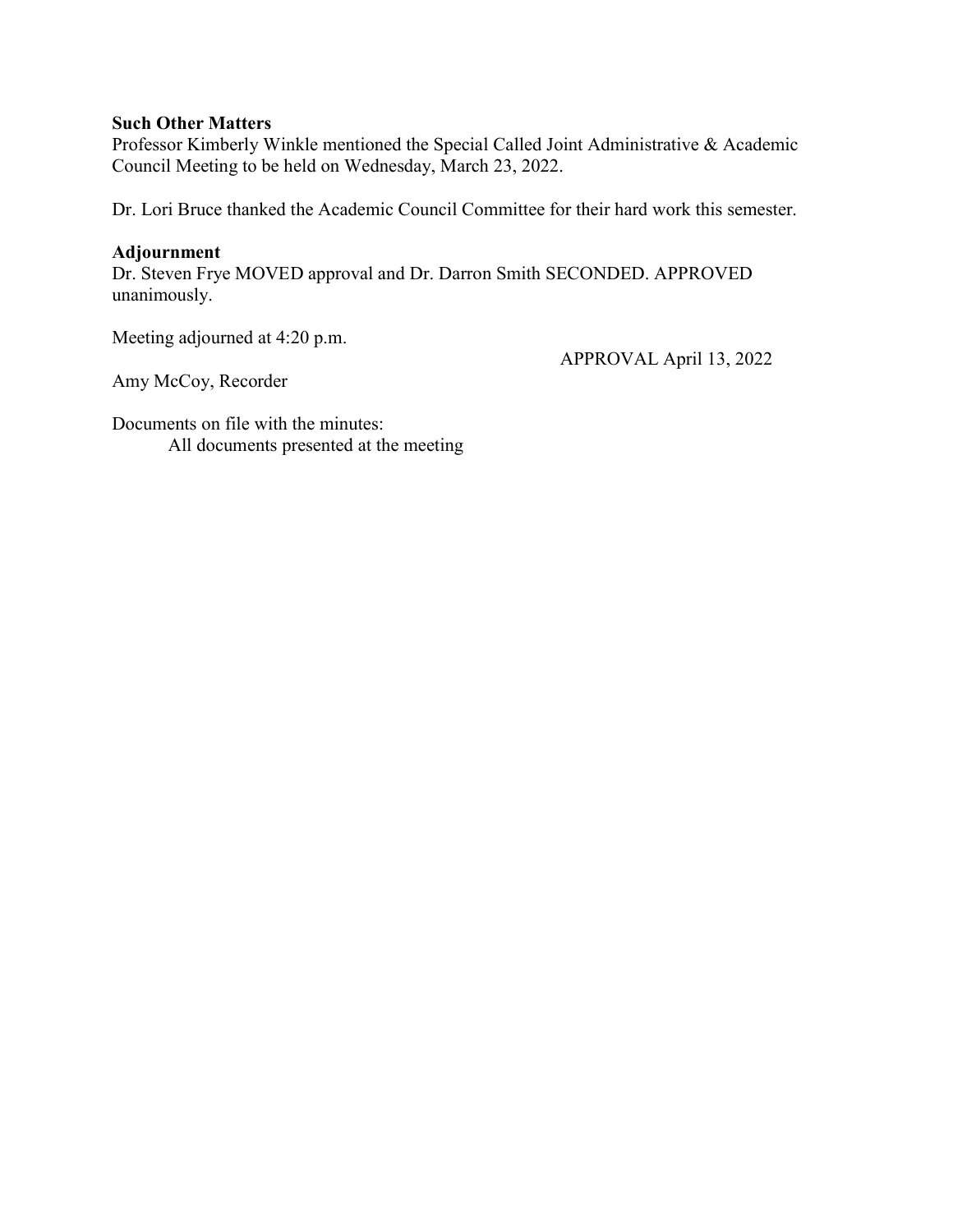**Such Other Matters**

Professor Kimberly Winkle mentioned the Special Called Joint Administrative & Academic Council Meeting to be held on Wednesday, March 23, 2022.

Dr. Lori Bruce thanked the Academic Council Committee for their hard work this semester.

**Adjournment**

Dr. Steven Frye MOVED approval and Dr. Darron Smith SECONDED. APPROVED unanimously.

Meeting adjourned at 4:20 p.m.

APPROVAL April 13, 2022

Amy McCoy, Recorder

Documents on file with the minutes:

All documents presented at the meeting